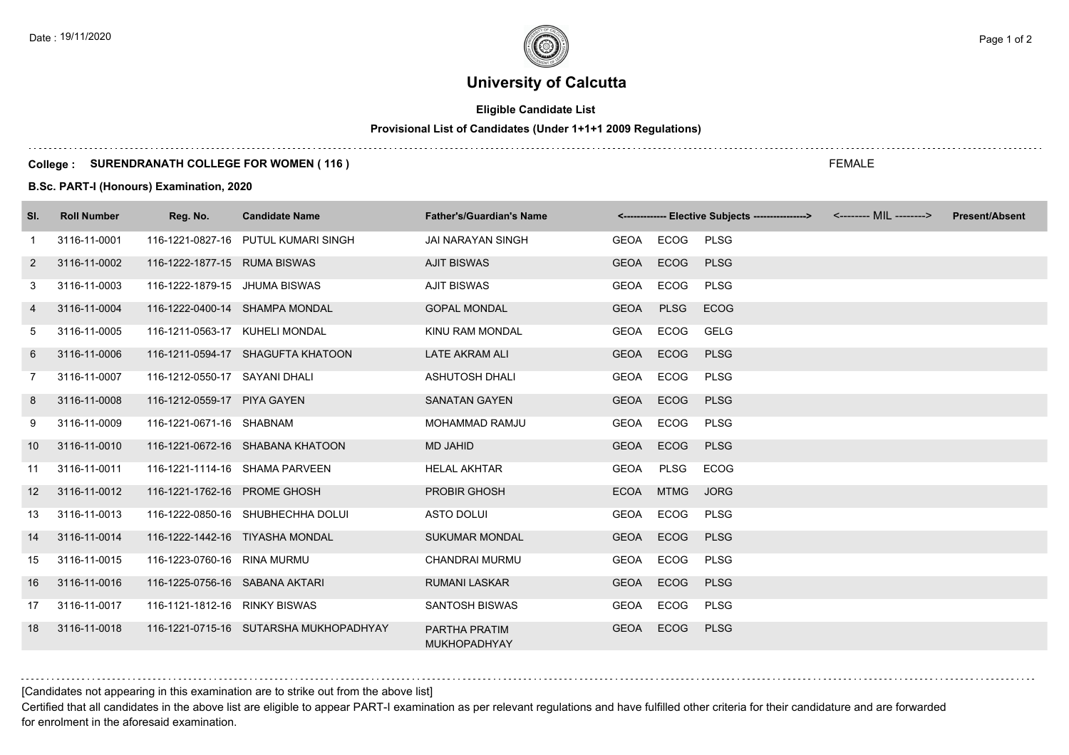# University of Calcutta

**Eligible Candidate List**

**Provisional List of Candidates (Under 1+1+1 2009 Regulations)**

**College : SURENDRANATH COLLEGE FOR WOMEN ( 116 )**

FEMALE

**B.Sc. PART-I (Honours) Examination, 2020**

| Sl. | Roll Number | Reg. No. | Candidate Name | Father's/Guardian's Name | <------------- Elective Subjects ----------------> | <-------- MIL --------> | Present/Absent |
|---|---|---|---|---|---|---|---|
| 1 | 3116-11-0001 | 116-1221-0827-16 | PUTUL KUMARI SINGH | JAI NARAYAN SINGH | GEOA ECOG PLSG | | |
| 2 | 3116-11-0002 | 116-1222-1877-15 | RUMA BISWAS | AJIT BISWAS | GEOA ECOG PLSG | | |
| 3 | 3116-11-0003 | 116-1222-1879-15 | JHUMA BISWAS | AJIT BISWAS | GEOA ECOG PLSG | | |
| 4 | 3116-11-0004 | 116-1222-0400-14 | SHAMPA MONDAL | GOPAL MONDAL | GEOA PLSG ECOG | | |
| 5 | 3116-11-0005 | 116-1211-0563-17 | KUHELI MONDAL | KINU RAM MONDAL | GEOA ECOG GELG | | |
| 6 | 3116-11-0006 | 116-1211-0594-17 | SHAGUFTA KHATOON | LATE AKRAM ALI | GEOA ECOG PLSG | | |
| 7 | 3116-11-0007 | 116-1212-0550-17 | SAYANI DHALI | ASHUTOSH DHALI | GEOA ECOG PLSG | | |
| 8 | 3116-11-0008 | 116-1212-0559-17 | PIYA GAYEN | SANATAN GAYEN | GEOA ECOG PLSG | | |
| 9 | 3116-11-0009 | 116-1221-0671-16 | SHABNAM | MOHAMMAD RAMJU | GEOA ECOG PLSG | | |
| 10 | 3116-11-0010 | 116-1221-0672-16 | SHABANA KHATOON | MD JAHID | GEOA ECOG PLSG | | |
| 11 | 3116-11-0011 | 116-1221-1114-16 | SHAMA PARVEEN | HELAL AKHTAR | GEOA PLSG ECOG | | |
| 12 | 3116-11-0012 | 116-1221-1762-16 | PROME GHOSH | PROBIR GHOSH | ECOA MTMG JORG | | |
| 13 | 3116-11-0013 | 116-1222-0850-16 | SHUBHECHHA DOLUI | ASTO DOLUI | GEOA ECOG PLSG | | |
| 14 | 3116-11-0014 | 116-1222-1442-16 | TIYASHA MONDAL | SUKUMAR MONDAL | GEOA ECOG PLSG | | |
| 15 | 3116-11-0015 | 116-1223-0760-16 | RINA MURMU | CHANDRAI MURMU | GEOA ECOG PLSG | | |
| 16 | 3116-11-0016 | 116-1225-0756-16 | SABANA AKTARI | RUMANI LASKAR | GEOA ECOG PLSG | | |
| 17 | 3116-11-0017 | 116-1121-1812-16 | RINKY BISWAS | SANTOSH BISWAS | GEOA ECOG PLSG | | |
| 18 | 3116-11-0018 | 116-1221-0715-16 | SUTARSHA MUKHOPADHYAY | PARTHA PRATIM MUKHOPADHYAY | GEOA ECOG PLSG | | |

[Candidates not appearing in this examination are to strike out from the above list]

Certified that all candidates in the above list are eligible to appear PART-I examination as per relevant regulations and have fulfilled other criteria for their candidature and are forwarded for enrolment in the aforesaid examination.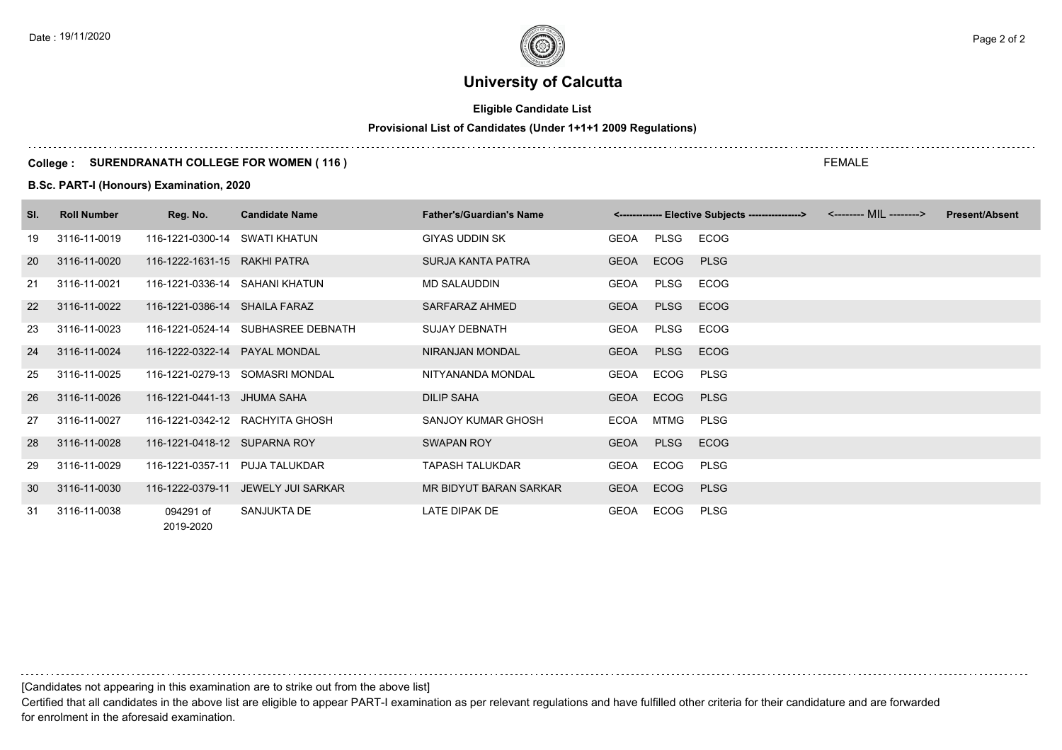# University of Calcutta

**Eligible Candidate List**

**Provisional List of Candidates (Under 1+1+1 2009 Regulations)**

**College : SURENDRANATH COLLEGE FOR WOMEN ( 116 )**

FEMALE

**B.Sc. PART-I (Honours) Examination, 2020**

| Sl. | Roll Number | Reg. No. | Candidate Name | Father's/Guardian's Name | <------------- Elective Subjects ----------------> | | | <-------- MIL --------> | Present/Absent |
|---|---|---|---|---|---|---|---|---|---|
| 19 | 3116-11-0019 | 116-1221-0300-14 | SWATI KHATUN | GIYAS UDDIN SK | GEOA | PLSG | ECOG | | |
| 20 | 3116-11-0020 | 116-1222-1631-15 | RAKHI PATRA | SURJA KANTA PATRA | GEOA | ECOG | PLSG | | |
| 21 | 3116-11-0021 | 116-1221-0336-14 | SAHANI KHATUN | MD SALAUDDIN | GEOA | PLSG | ECOG | | |
| 22 | 3116-11-0022 | 116-1221-0386-14 | SHAILA FARAZ | SARFARAZ AHMED | GEOA | PLSG | ECOG | | |
| 23 | 3116-11-0023 | 116-1221-0524-14 | SUBHASREE DEBNATH | SUJAY DEBNATH | GEOA | PLSG | ECOG | | |
| 24 | 3116-11-0024 | 116-1222-0322-14 | PAYAL MONDAL | NIRANJAN MONDAL | GEOA | PLSG | ECOG | | |
| 25 | 3116-11-0025 | 116-1221-0279-13 | SOMASRI MONDAL | NITYANANDA MONDAL | GEOA | ECOG | PLSG | | |
| 26 | 3116-11-0026 | 116-1221-0441-13 | JHUMA SAHA | DILIP SAHA | GEOA | ECOG | PLSG | | |
| 27 | 3116-11-0027 | 116-1221-0342-12 | RACHYITA GHOSH | SANJOY KUMAR GHOSH | ECOA | MTMG | PLSG | | |
| 28 | 3116-11-0028 | 116-1221-0418-12 | SUPARNA ROY | SWAPAN ROY | GEOA | PLSG | ECOG | | |
| 29 | 3116-11-0029 | 116-1221-0357-11 | PUJA TALUKDAR | TAPASH TALUKDAR | GEOA | ECOG | PLSG | | |
| 30 | 3116-11-0030 | 116-1222-0379-11 | JEWELY JUI SARKAR | MR BIDYUT BARAN SARKAR | GEOA | ECOG | PLSG | | |
| 31 | 3116-11-0038 | 094291 of 2019-2020 | SANJUKTA DE | LATE DIPAK DE | GEOA | ECOG | PLSG | | |

[Candidates not appearing in this examination are to strike out from the above list]

Certified that all candidates in the above list are eligible to appear PART-I examination as per relevant regulations and have fulfilled other criteria for their candidature and are forwarded for enrolment in the aforesaid examination.